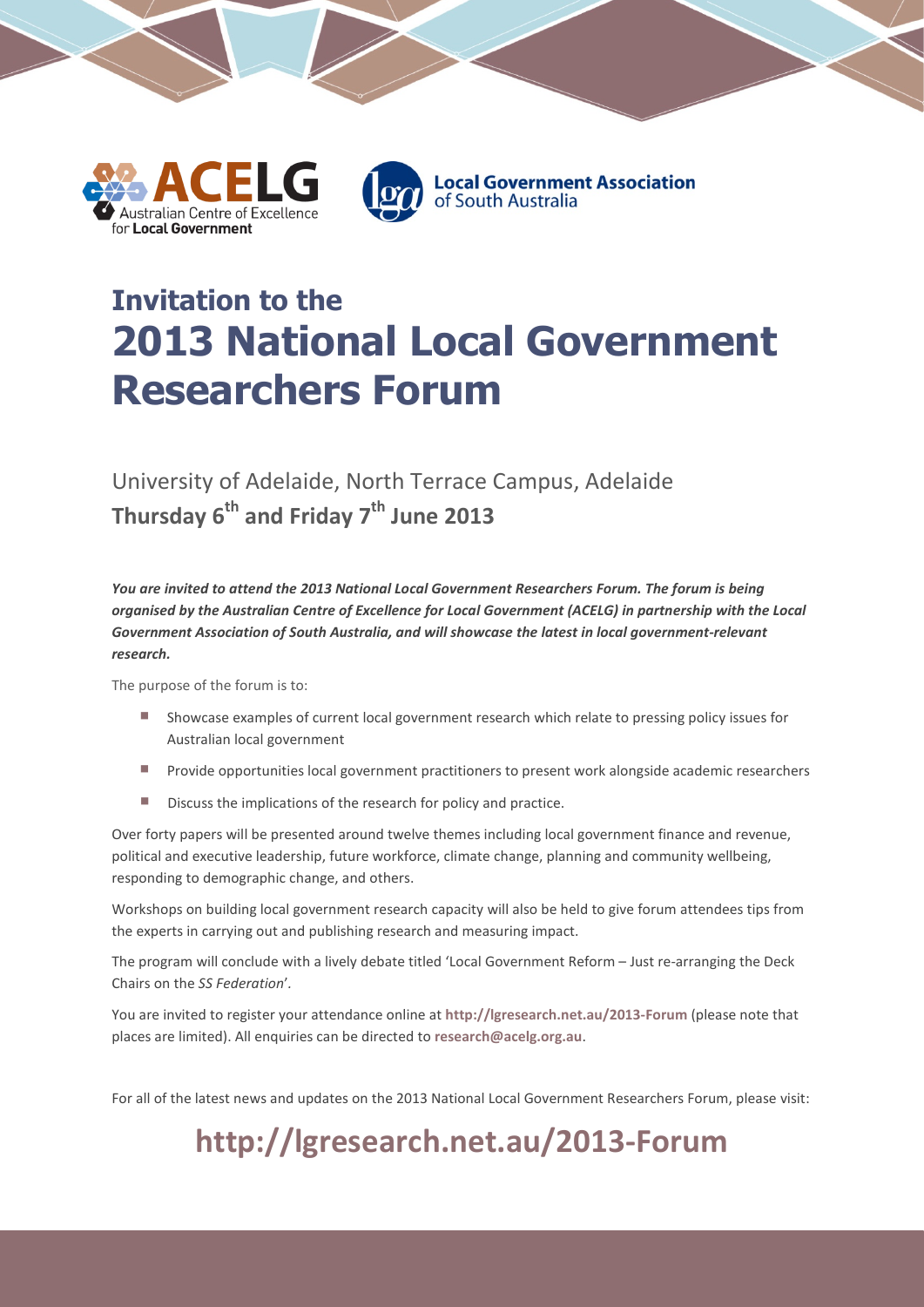ACELG Australian Centre of Excellence for Local Government

Local Government Association of South Australia

# Invitation to the 2013 National Local Government Researchers Forum

University of Adelaide, North Terrace Campus, Adelaide
**Thursday 6th and Friday 7th June 2013**

***You are invited to attend the 2013 National Local Government Researchers Forum. The forum is being organised by the Australian Centre of Excellence for Local Government (ACELG) in partnership with the Local Government Association of South Australia, and will showcase the latest in local government-relevant research.***

The purpose of the forum is to:

- Showcase examples of current local government research which relate to pressing policy issues for Australian local government
- Provide opportunities local government practitioners to present work alongside academic researchers
- Discuss the implications of the research for policy and practice.

Over forty papers will be presented around twelve themes including local government finance and revenue, political and executive leadership, future workforce, climate change, planning and community wellbeing, responding to demographic change, and others.

Workshops on building local government research capacity will also be held to give forum attendees tips from the experts in carrying out and publishing research and measuring impact.

The program will conclude with a lively debate titled 'Local Government Reform – Just re-arranging the Deck Chairs on the *SS Federation*'.

You are invited to register your attendance online at **http://lgresearch.net.au/2013-Forum** (please note that places are limited). All enquiries can be directed to **research@acelg.org.au**.

For all of the latest news and updates on the 2013 National Local Government Researchers Forum, please visit:

## http://lgresearch.net.au/2013-Forum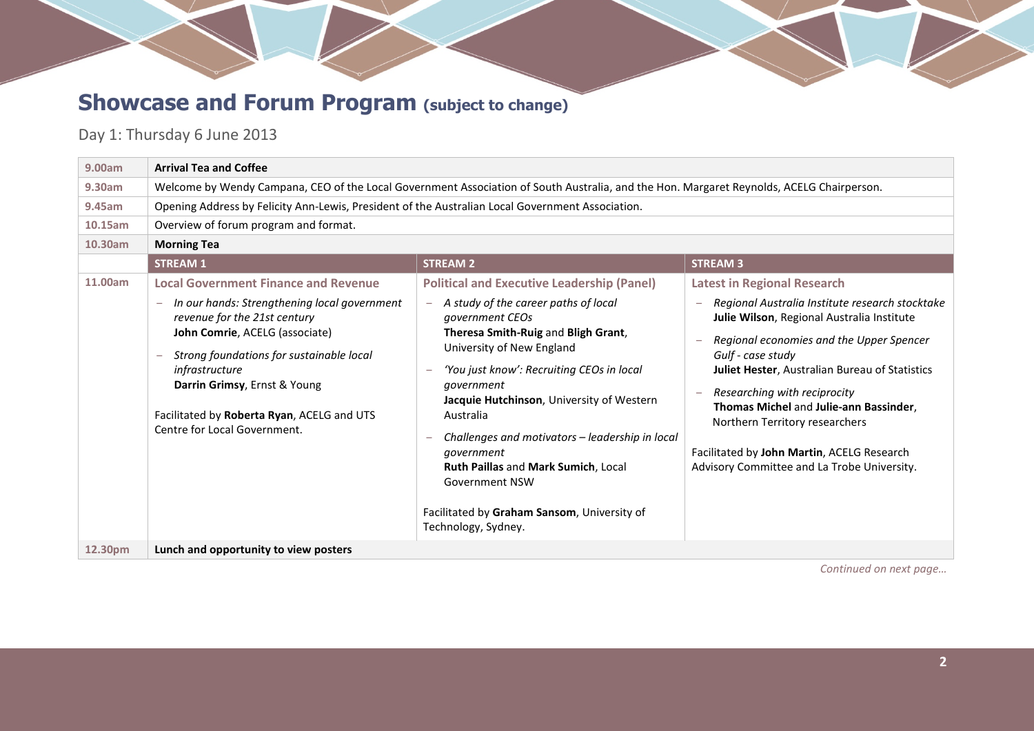# Showcase and Forum Program (subject to change)

Day 1: Thursday 6 June 2013

| | | | |
|---|---|---|---|
| 9.00am | **Arrival Tea and Coffee** | | |
| 9.30am | Welcome by Wendy Campana, CEO of the Local Government Association of South Australia, and the Hon. Margaret Reynolds, ACELG Chairperson. | | |
| 9.45am | Opening Address by Felicity Ann-Lewis, President of the Australian Local Government Association. | | |
| 10.15am | Overview of forum program and format. | | |
| 10.30am | **Morning Tea** | | |
| | **STREAM 1** | **STREAM 2** | **STREAM 3** |
| 11.00am | **Local Government Finance and Revenue**<br>– *In our hands: Strengthening local government revenue for the 21st century* **John Comrie**, ACELG (associate)<br>– *Strong foundations for sustainable local infrastructure* **Darrin Grimsy**, Ernst & Young<br>Facilitated by **Roberta Ryan**, ACELG and UTS Centre for Local Government. | **Political and Executive Leadership (Panel)**<br>– *A study of the career paths of local government CEOs* **Theresa Smith-Ruig** and **Bligh Grant**, University of New England<br>– *'You just know': Recruiting CEOs in local government* **Jacquie Hutchinson**, University of Western Australia<br>– *Challenges and motivators – leadership in local government* **Ruth Paillas** and **Mark Sumich**, Local Government NSW<br>Facilitated by **Graham Sansom**, University of Technology, Sydney. | **Latest in Regional Research**<br>– *Regional Australia Institute research stocktake* **Julie Wilson**, Regional Australia Institute<br>– *Regional economies and the Upper Spencer Gulf - case study* **Juliet Hester**, Australian Bureau of Statistics<br>– *Researching with reciprocity* **Thomas Michel** and **Julie-ann Bassinder**, Northern Territory researchers<br>Facilitated by **John Martin**, ACELG Research Advisory Committee and La Trobe University. |
| 12.30pm | **Lunch and opportunity to view posters** | | |

*Continued on next page…*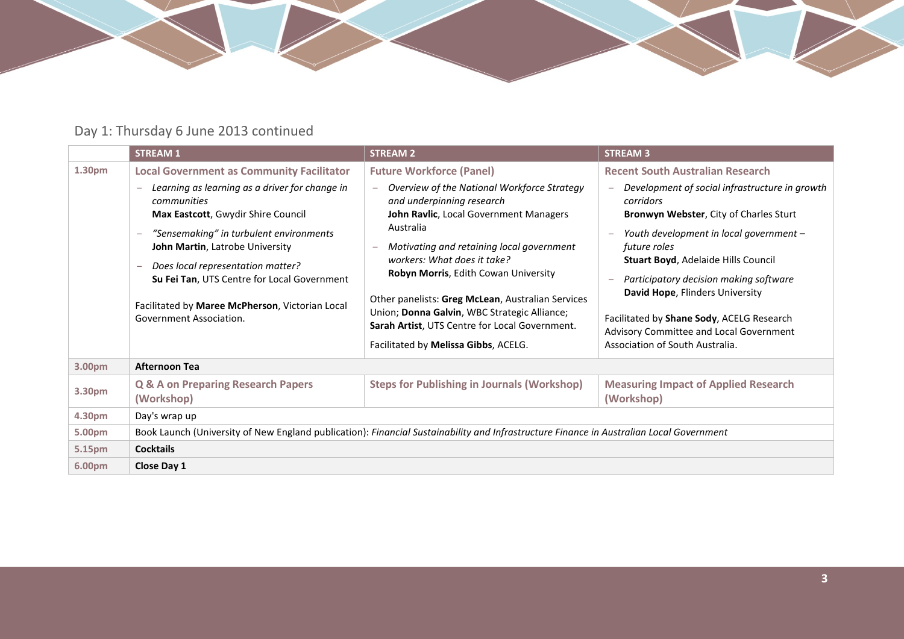## Day 1: Thursday 6 June 2013 continued

| | STREAM 1 | STREAM 2 | STREAM 3 |
|---|---|---|---|
| 1.30pm | **Local Government as Community Facilitator**<br>– *Learning as learning as a driver for change in communities* **Max Eastcott**, Gwydir Shire Council<br>– *"Sensemaking" in turbulent environments* **John Martin**, Latrobe University<br>– *Does local representation matter?* **Su Fei Tan**, UTS Centre for Local Government<br><br>Facilitated by **Maree McPherson**, Victorian Local Government Association. | **Future Workforce (Panel)**<br>– *Overview of the National Workforce Strategy and underpinning research* **John Ravlic**, Local Government Managers Australia<br>– *Motivating and retaining local government workers: What does it take?* **Robyn Morris**, Edith Cowan University<br><br>Other panelists: **Greg McLean**, Australian Services Union; **Donna Galvin**, WBC Strategic Alliance; **Sarah Artist**, UTS Centre for Local Government.<br><br>Facilitated by **Melissa Gibbs**, ACELG. | **Recent South Australian Research**<br>– *Development of social infrastructure in growth corridors* **Bronwyn Webster**, City of Charles Sturt<br>– *Youth development in local government – future roles* **Stuart Boyd**, Adelaide Hills Council<br>– *Participatory decision making software* **David Hope**, Flinders University<br><br>Facilitated by **Shane Sody**, ACELG Research Advisory Committee and Local Government Association of South Australia. |
| 3.00pm | **Afternoon Tea** | | |
| 3.30pm | **Q & A on Preparing Research Papers (Workshop)** | **Steps for Publishing in Journals (Workshop)** | **Measuring Impact of Applied Research (Workshop)** |
| 4.30pm | Day's wrap up | | |
| 5.00pm | Book Launch (University of New England publication): *Financial Sustainability and Infrastructure Finance in Australian Local Government* | | |
| 5.15pm | **Cocktails** | | |
| 6.00pm | **Close Day 1** | | |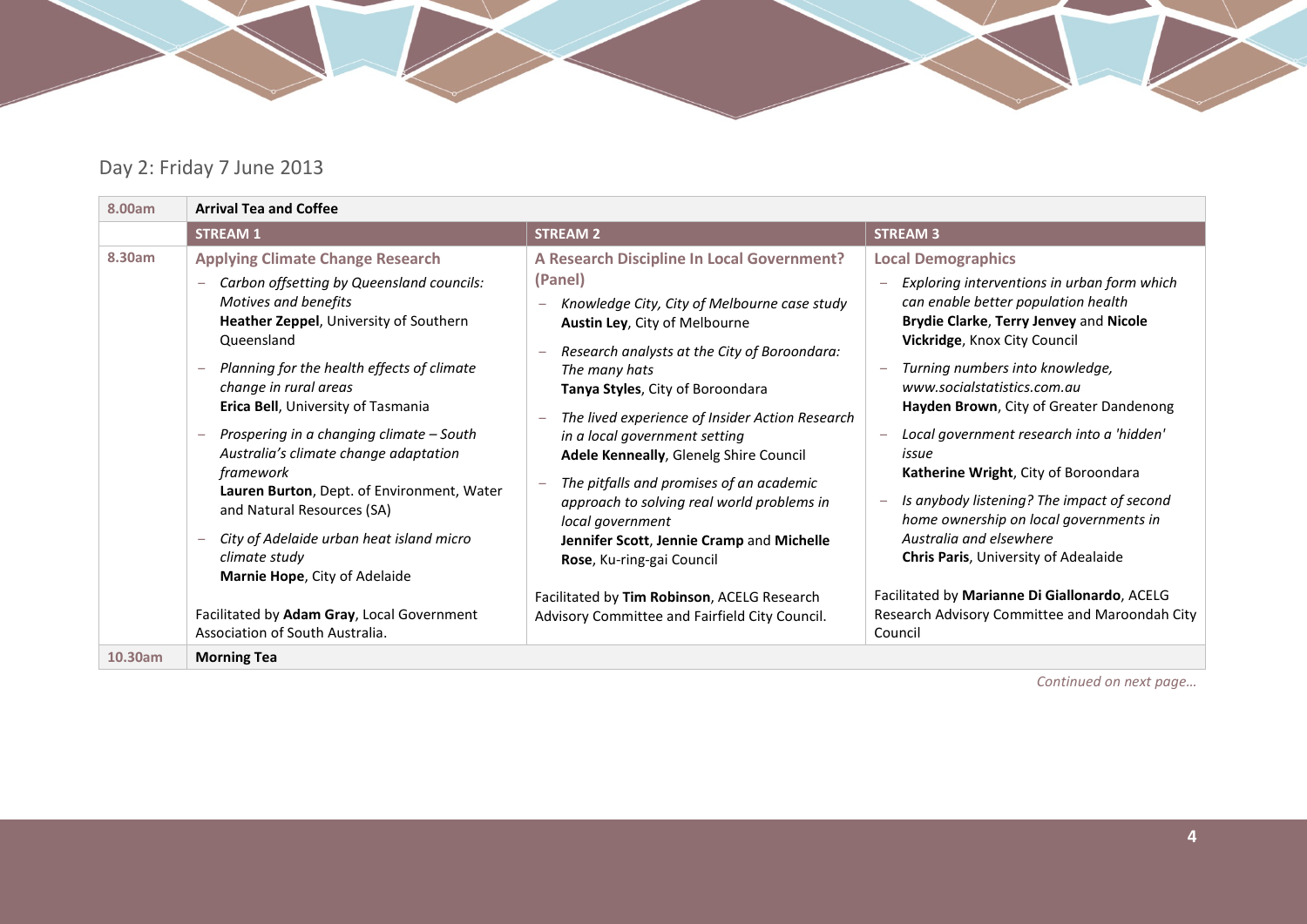## Day 2: Friday 7 June 2013

| | | | |
|---|---|---|---|
| **8.00am** | **Arrival Tea and Coffee** | | |
| | **STREAM 1** | **STREAM 2** | **STREAM 3** |
| **8.30am** | **Applying Climate Change Research**<br>– *Carbon offsetting by Queensland councils: Motives and benefits*<br>**Heather Zeppel**, University of Southern Queensland<br>– *Planning for the health effects of climate change in rural areas*<br>**Erica Bell**, University of Tasmania<br>– *Prospering in a changing climate – South Australia's climate change adaptation framework*<br>**Lauren Burton**, Dept. of Environment, Water and Natural Resources (SA)<br>– *City of Adelaide urban heat island micro climate study*<br>**Marnie Hope**, City of Adelaide<br><br>Facilitated by **Adam Gray**, Local Government Association of South Australia. | **A Research Discipline In Local Government? (Panel)**<br>– *Knowledge City, City of Melbourne case study*<br>**Austin Ley**, City of Melbourne<br>– *Research analysts at the City of Boroondara: The many hats*<br>**Tanya Styles**, City of Boroondara<br>– *The lived experience of Insider Action Research in a local government setting*<br>**Adele Kenneally**, Glenelg Shire Council<br>– *The pitfalls and promises of an academic approach to solving real world problems in local government*<br>**Jennifer Scott**, **Jennie Cramp** and **Michelle Rose**, Ku-ring-gai Council<br><br>Facilitated by **Tim Robinson**, ACELG Research Advisory Committee and Fairfield City Council. | **Local Demographics**<br>– *Exploring interventions in urban form which can enable better population health*<br>**Brydie Clarke**, **Terry Jenvey** and **Nicole Vickridge**, Knox City Council<br>– *Turning numbers into knowledge, www.socialstatistics.com.au*<br>**Hayden Brown**, City of Greater Dandenong<br>– *Local government research into a 'hidden' issue*<br>**Katherine Wright**, City of Boroondara<br>– *Is anybody listening? The impact of second home ownership on local governments in Australia and elsewhere*<br>**Chris Paris**, University of Adealaide<br><br>Facilitated by **Marianne Di Giallonardo**, ACELG Research Advisory Committee and Maroondah City Council |
| **10.30am** | **Morning Tea** | | |

*Continued on next page…*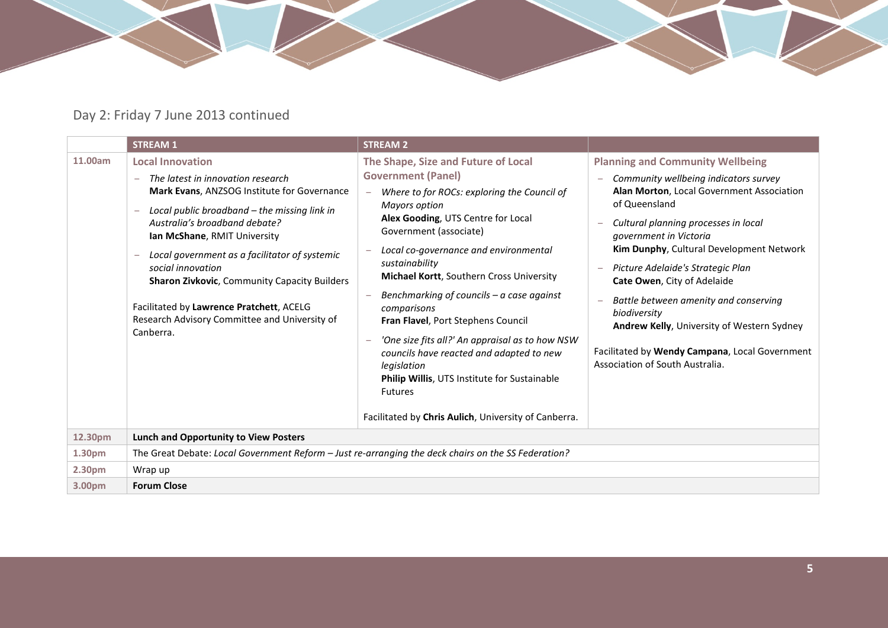Day 2: Friday 7 June 2013 continued

| | STREAM 1 | STREAM 2 | |
|---|---|---|---|
| 11.00am | **Local Innovation**<br>– *The latest in innovation research*<br>**Mark Evans**, ANZSOG Institute for Governance<br>– *Local public broadband – the missing link in Australia's broadband debate?*<br>**Ian McShane**, RMIT University<br>– *Local government as a facilitator of systemic social innovation*<br>**Sharon Zivkovic**, Community Capacity Builders<br><br>Facilitated by **Lawrence Pratchett**, ACELG Research Advisory Committee and University of Canberra. | **The Shape, Size and Future of Local Government (Panel)**<br>– *Where to for ROCs: exploring the Council of Mayors option*<br>**Alex Gooding**, UTS Centre for Local Government (associate)<br>– *Local co-governance and environmental sustainability*<br>**Michael Kortt**, Southern Cross University<br>– *Benchmarking of councils – a case against comparisons*<br>**Fran Flavel**, Port Stephens Council<br>– *'One size fits all?' An appraisal as to how NSW councils have reacted and adapted to new legislation*<br>**Philip Willis**, UTS Institute for Sustainable Futures<br><br>Facilitated by **Chris Aulich**, University of Canberra. | **Planning and Community Wellbeing**<br>– *Community wellbeing indicators survey*<br>**Alan Morton**, Local Government Association of Queensland<br>– *Cultural planning processes in local government in Victoria*<br>**Kim Dunphy**, Cultural Development Network<br>– *Picture Adelaide's Strategic Plan*<br>**Cate Owen**, City of Adelaide<br>– *Battle between amenity and conserving biodiversity*<br>**Andrew Kelly**, University of Western Sydney<br><br>Facilitated by **Wendy Campana**, Local Government Association of South Australia. |
| 12.30pm | **Lunch and Opportunity to View Posters** | | |
| 1.30pm | The Great Debate: *Local Government Reform – Just re-arranging the deck chairs on the SS Federation?* | | |
| 2.30pm | Wrap up | | |
| 3.00pm | **Forum Close** | | |